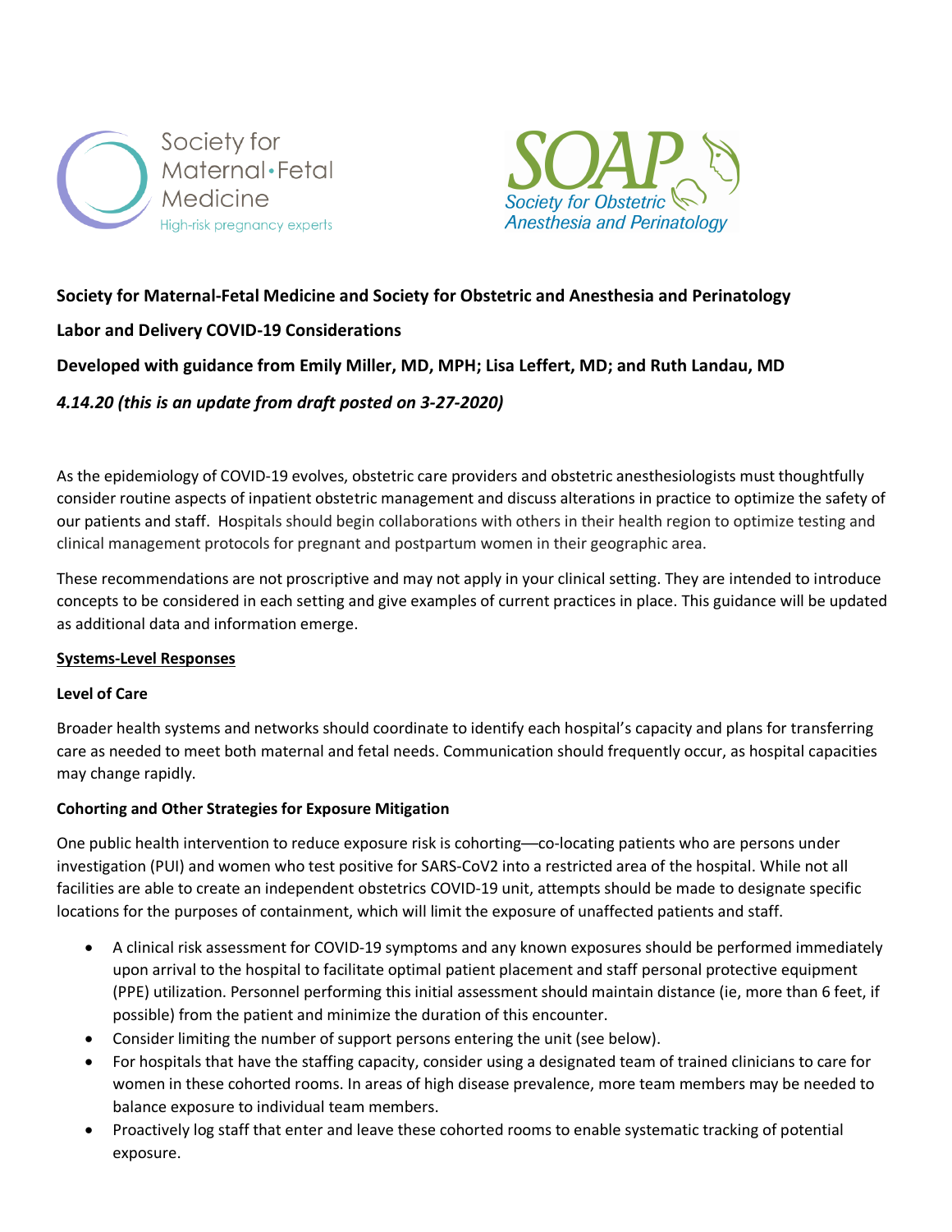Society for Maternal-Fetal Medicine and Society for Obstetric and Anesthesia and Perinatology

**Labor and Delivery COVID-19 Considerations**

**Developed with guidance from Emily Miller, MD, MPH; Lisa Leffert, MD; and Ruth Landau, MD**

***4.14.20 (this is an update from draft posted on 3-27-2020)***

As the epidemiology of COVID-19 evolves, obstetric care providers and obstetric anesthesiologists must thoughtfully consider routine aspects of inpatient obstetric management and discuss alterations in practice to optimize the safety of our patients and staff. Hospitals should begin collaborations with others in their health region to optimize testing and clinical management protocols for pregnant and postpartum women in their geographic area.

These recommendations are not proscriptive and may not apply in your clinical setting. They are intended to introduce concepts to be considered in each setting and give examples of current practices in place. This guidance will be updated as additional data and information emerge.

## Systems-Level Responses

### Level of Care

Broader health systems and networks should coordinate to identify each hospital's capacity and plans for transferring care as needed to meet both maternal and fetal needs. Communication should frequently occur, as hospital capacities may change rapidly.

### Cohorting and Other Strategies for Exposure Mitigation

One public health intervention to reduce exposure risk is cohorting—co-locating patients who are persons under investigation (PUI) and women who test positive for SARS-CoV2 into a restricted area of the hospital. While not all facilities are able to create an independent obstetrics COVID-19 unit, attempts should be made to designate specific locations for the purposes of containment, which will limit the exposure of unaffected patients and staff.

- A clinical risk assessment for COVID-19 symptoms and any known exposures should be performed immediately upon arrival to the hospital to facilitate optimal patient placement and staff personal protective equipment (PPE) utilization. Personnel performing this initial assessment should maintain distance (ie, more than 6 feet, if possible) from the patient and minimize the duration of this encounter.
- Consider limiting the number of support persons entering the unit (see below).
- For hospitals that have the staffing capacity, consider using a designated team of trained clinicians to care for women in these cohorted rooms. In areas of high disease prevalence, more team members may be needed to balance exposure to individual team members.
- Proactively log staff that enter and leave these cohorted rooms to enable systematic tracking of potential exposure.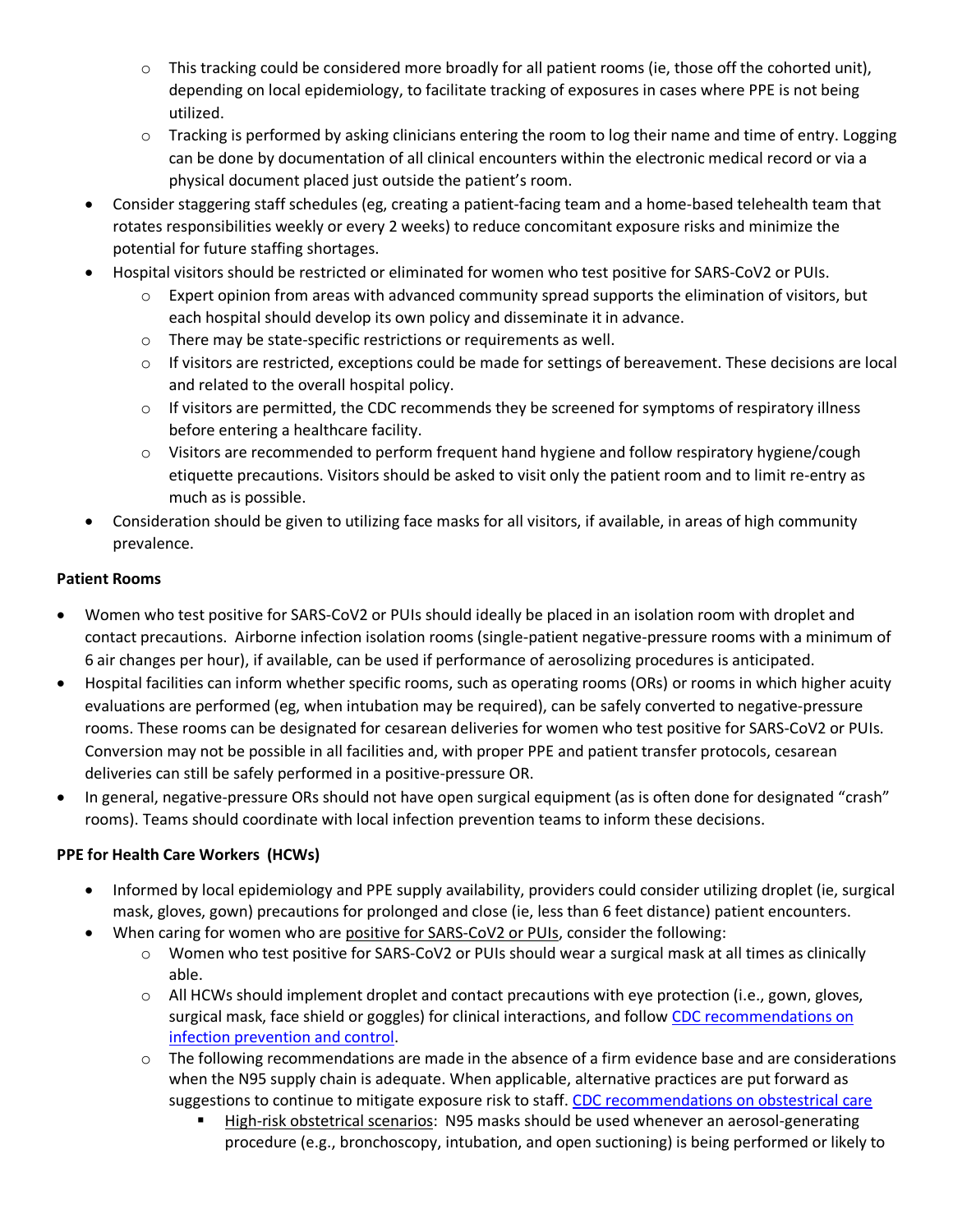- This tracking could be considered more broadly for all patient rooms (ie, those off the cohorted unit), depending on local epidemiology, to facilitate tracking of exposures in cases where PPE is not being utilized.
    - Tracking is performed by asking clinicians entering the room to log their name and time of entry. Logging can be done by documentation of all clinical encounters within the electronic medical record or via a physical document placed just outside the patient's room.
- Consider staggering staff schedules (eg, creating a patient-facing team and a home-based telehealth team that rotates responsibilities weekly or every 2 weeks) to reduce concomitant exposure risks and minimize the potential for future staffing shortages.
- Hospital visitors should be restricted or eliminated for women who test positive for SARS-CoV2 or PUIs.
    - Expert opinion from areas with advanced community spread supports the elimination of visitors, but each hospital should develop its own policy and disseminate it in advance.
    - There may be state-specific restrictions or requirements as well.
    - If visitors are restricted, exceptions could be made for settings of bereavement. These decisions are local and related to the overall hospital policy.
    - If visitors are permitted, the CDC recommends they be screened for symptoms of respiratory illness before entering a healthcare facility.
    - Visitors are recommended to perform frequent hand hygiene and follow respiratory hygiene/cough etiquette precautions. Visitors should be asked to visit only the patient room and to limit re-entry as much as is possible.
- Consideration should be given to utilizing face masks for all visitors, if available, in areas of high community prevalence.

**Patient Rooms**

- Women who test positive for SARS-CoV2 or PUIs should ideally be placed in an isolation room with droplet and contact precautions. Airborne infection isolation rooms (single-patient negative-pressure rooms with a minimum of 6 air changes per hour), if available, can be used if performance of aerosolizing procedures is anticipated.
- Hospital facilities can inform whether specific rooms, such as operating rooms (ORs) or rooms in which higher acuity evaluations are performed (eg, when intubation may be required), can be safely converted to negative-pressure rooms. These rooms can be designated for cesarean deliveries for women who test positive for SARS-CoV2 or PUIs. Conversion may not be possible in all facilities and, with proper PPE and patient transfer protocols, cesarean deliveries can still be safely performed in a positive-pressure OR.
- In general, negative-pressure ORs should not have open surgical equipment (as is often done for designated "crash" rooms). Teams should coordinate with local infection prevention teams to inform these decisions.

**PPE for Health Care Workers (HCWs)**

- Informed by local epidemiology and PPE supply availability, providers could consider utilizing droplet (ie, surgical mask, gloves, gown) precautions for prolonged and close (ie, less than 6 feet distance) patient encounters.
- When caring for women who are positive for SARS-CoV2 or PUIs, consider the following:
    - Women who test positive for SARS-CoV2 or PUIs should wear a surgical mask at all times as clinically able.
    - All HCWs should implement droplet and contact precautions with eye protection (i.e., gown, gloves, surgical mask, face shield or goggles) for clinical interactions, and follow CDC recommendations on infection prevention and control.
    - The following recommendations are made in the absence of a firm evidence base and are considerations when the N95 supply chain is adequate. When applicable, alternative practices are put forward as suggestions to continue to mitigate exposure risk to staff. CDC recommendations on obstestrical care
        - High-risk obstetrical scenarios: N95 masks should be used whenever an aerosol-generating procedure (e.g., bronchoscopy, intubation, and open suctioning) is being performed or likely to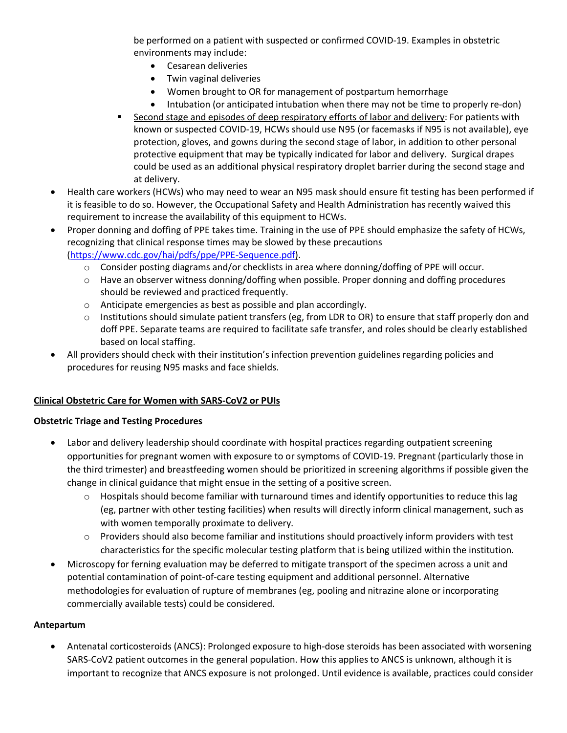be performed on a patient with suspected or confirmed COVID-19. Examples in obstetric environments may include:

    - Cesarean deliveries
    - Twin vaginal deliveries
    - Women brought to OR for management of postpartum hemorrhage
    - Intubation (or anticipated intubation when there may not be time to properly re-don)

  - Second stage and episodes of deep respiratory efforts of labor and delivery: For patients with known or suspected COVID-19, HCWs should use N95 (or facemasks if N95 is not available), eye protection, gloves, and gowns during the second stage of labor, in addition to other personal protective equipment that may be typically indicated for labor and delivery. Surgical drapes could be used as an additional physical respiratory droplet barrier during the second stage and at delivery.

- Health care workers (HCWs) who may need to wear an N95 mask should ensure fit testing has been performed if it is feasible to do so. However, the Occupational Safety and Health Administration has recently waived this requirement to increase the availability of this equipment to HCWs.
- Proper donning and doffing of PPE takes time. Training in the use of PPE should emphasize the safety of HCWs, recognizing that clinical response times may be slowed by these precautions (https://www.cdc.gov/hai/pdfs/ppe/PPE-Sequence.pdf).
  - Consider posting diagrams and/or checklists in area where donning/doffing of PPE will occur.
  - Have an observer witness donning/doffing when possible. Proper donning and doffing procedures should be reviewed and practiced frequently.
  - Anticipate emergencies as best as possible and plan accordingly.
  - Institutions should simulate patient transfers (eg, from LDR to OR) to ensure that staff properly don and doff PPE. Separate teams are required to facilitate safe transfer, and roles should be clearly established based on local staffing.
- All providers should check with their institution's infection prevention guidelines regarding policies and procedures for reusing N95 masks and face shields.

## Clinical Obstetric Care for Women with SARS-CoV2 or PUIs

### Obstetric Triage and Testing Procedures

- Labor and delivery leadership should coordinate with hospital practices regarding outpatient screening opportunities for pregnant women with exposure to or symptoms of COVID-19. Pregnant (particularly those in the third trimester) and breastfeeding women should be prioritized in screening algorithms if possible given the change in clinical guidance that might ensue in the setting of a positive screen.
  - Hospitals should become familiar with turnaround times and identify opportunities to reduce this lag (eg, partner with other testing facilities) when results will directly inform clinical management, such as with women temporally proximate to delivery.
  - Providers should also become familiar and institutions should proactively inform providers with test characteristics for the specific molecular testing platform that is being utilized within the institution.
- Microscopy for ferning evaluation may be deferred to mitigate transport of the specimen across a unit and potential contamination of point-of-care testing equipment and additional personnel. Alternative methodologies for evaluation of rupture of membranes (eg, pooling and nitrazine alone or incorporating commercially available tests) could be considered.

### Antepartum

- Antenatal corticosteroids (ANCS): Prolonged exposure to high-dose steroids has been associated with worsening SARS-CoV2 patient outcomes in the general population. How this applies to ANCS is unknown, although it is important to recognize that ANCS exposure is not prolonged. Until evidence is available, practices could consider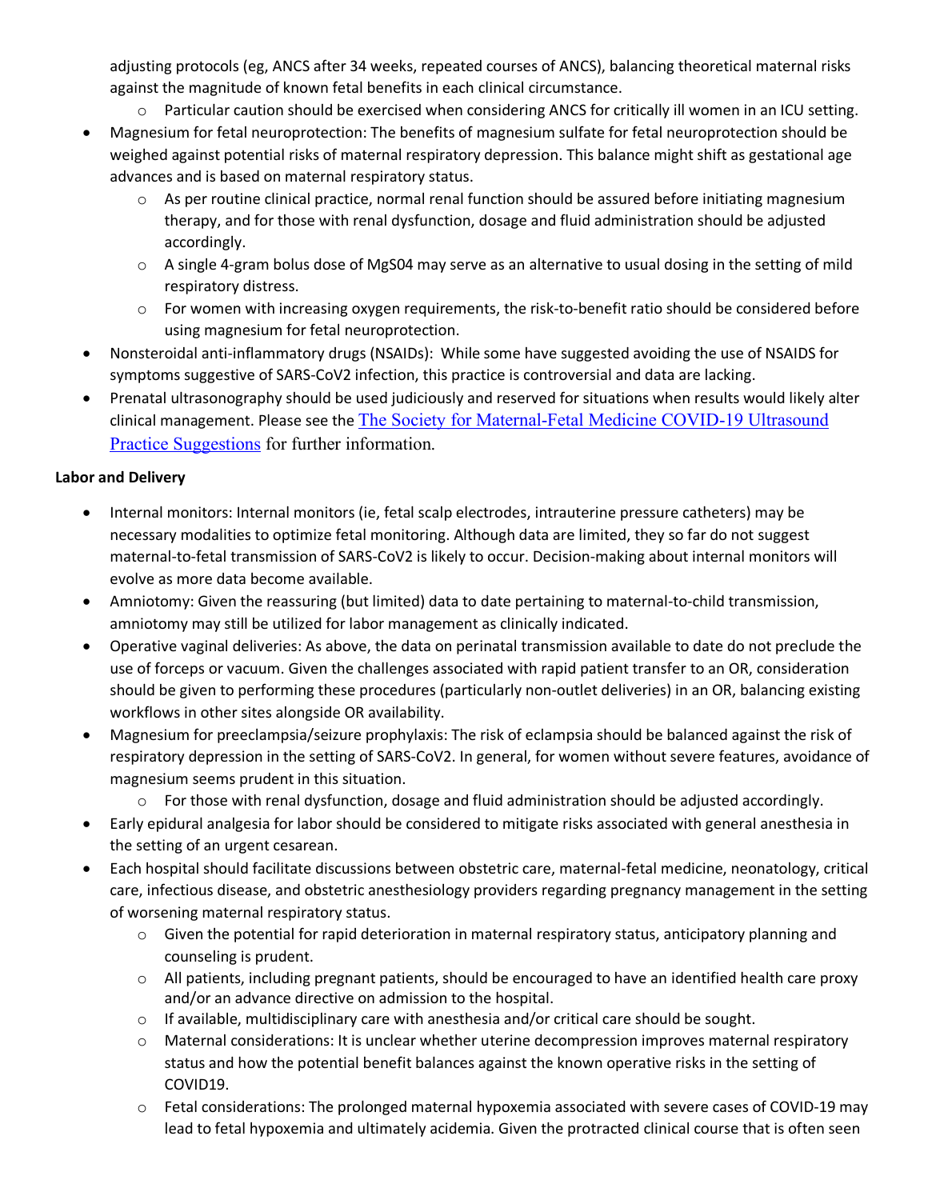adjusting protocols (eg, ANCS after 34 weeks, repeated courses of ANCS), balancing theoretical maternal risks against the magnitude of known fetal benefits in each clinical circumstance.

- Particular caution should be exercised when considering ANCS for critically ill women in an ICU setting.

- Magnesium for fetal neuroprotection: The benefits of magnesium sulfate for fetal neuroprotection should be weighed against potential risks of maternal respiratory depression. This balance might shift as gestational age advances and is based on maternal respiratory status.
  - As per routine clinical practice, normal renal function should be assured before initiating magnesium therapy, and for those with renal dysfunction, dosage and fluid administration should be adjusted accordingly.
  - A single 4-gram bolus dose of MgS04 may serve as an alternative to usual dosing in the setting of mild respiratory distress.
  - For women with increasing oxygen requirements, the risk-to-benefit ratio should be considered before using magnesium for fetal neuroprotection.
- Nonsteroidal anti-inflammatory drugs (NSAIDs): While some have suggested avoiding the use of NSAIDS for symptoms suggestive of SARS-CoV2 infection, this practice is controversial and data are lacking.
- Prenatal ultrasonography should be used judiciously and reserved for situations when results would likely alter clinical management. Please see the [The Society for Maternal-Fetal Medicine COVID-19 Ultrasound Practice Suggestions]() for further information.

**Labor and Delivery**

- Internal monitors: Internal monitors (ie, fetal scalp electrodes, intrauterine pressure catheters) may be necessary modalities to optimize fetal monitoring. Although data are limited, they so far do not suggest maternal-to-fetal transmission of SARS-CoV2 is likely to occur. Decision-making about internal monitors will evolve as more data become available.
- Amniotomy: Given the reassuring (but limited) data to date pertaining to maternal-to-child transmission, amniotomy may still be utilized for labor management as clinically indicated.
- Operative vaginal deliveries: As above, the data on perinatal transmission available to date do not preclude the use of forceps or vacuum. Given the challenges associated with rapid patient transfer to an OR, consideration should be given to performing these procedures (particularly non-outlet deliveries) in an OR, balancing existing workflows in other sites alongside OR availability.
- Magnesium for preeclampsia/seizure prophylaxis: The risk of eclampsia should be balanced against the risk of respiratory depression in the setting of SARS-CoV2. In general, for women without severe features, avoidance of magnesium seems prudent in this situation.
  - For those with renal dysfunction, dosage and fluid administration should be adjusted accordingly.
- Early epidural analgesia for labor should be considered to mitigate risks associated with general anesthesia in the setting of an urgent cesarean.
- Each hospital should facilitate discussions between obstetric care, maternal-fetal medicine, neonatology, critical care, infectious disease, and obstetric anesthesiology providers regarding pregnancy management in the setting of worsening maternal respiratory status.
  - Given the potential for rapid deterioration in maternal respiratory status, anticipatory planning and counseling is prudent.
  - All patients, including pregnant patients, should be encouraged to have an identified health care proxy and/or an advance directive on admission to the hospital.
  - If available, multidisciplinary care with anesthesia and/or critical care should be sought.
  - Maternal considerations: It is unclear whether uterine decompression improves maternal respiratory status and how the potential benefit balances against the known operative risks in the setting of COVID19.
  - Fetal considerations: The prolonged maternal hypoxemia associated with severe cases of COVID-19 may lead to fetal hypoxemia and ultimately acidemia. Given the protracted clinical course that is often seen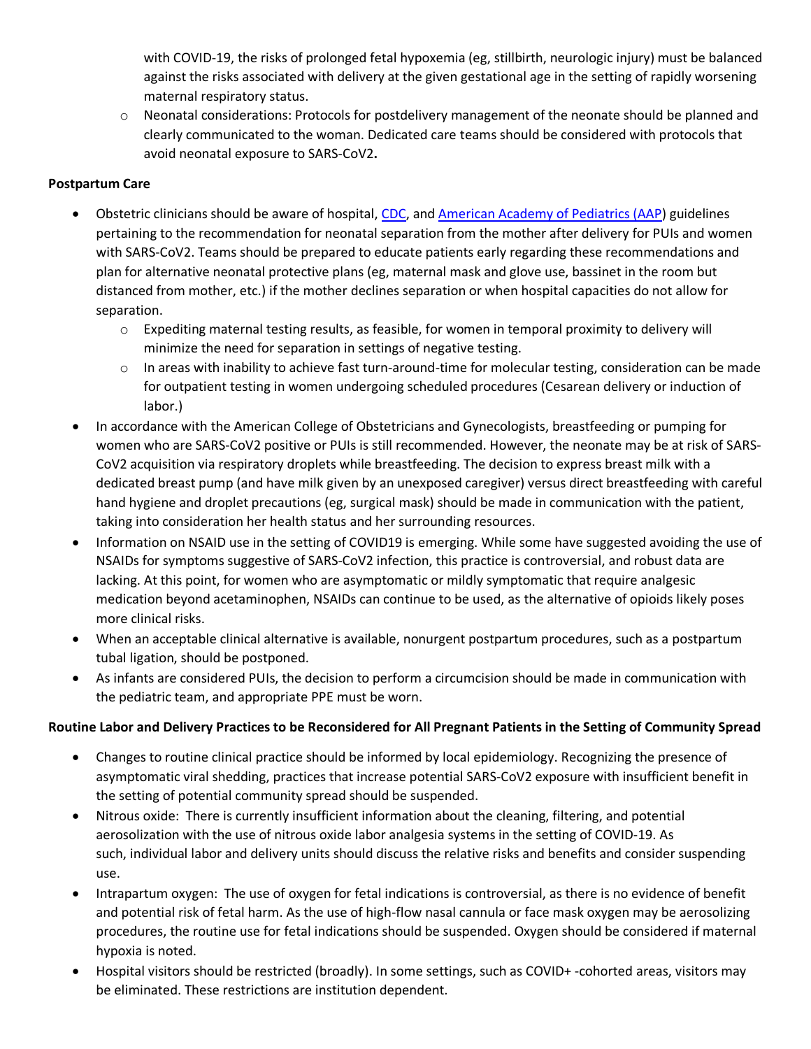with COVID-19, the risks of prolonged fetal hypoxemia (eg, stillbirth, neurologic injury) must be balanced against the risks associated with delivery at the given gestational age in the setting of rapidly worsening maternal respiratory status.
    - Neonatal considerations: Protocols for postdelivery management of the neonate should be planned and clearly communicated to the woman. Dedicated care teams should be considered with protocols that avoid neonatal exposure to SARS-CoV2**.**

**Postpartum Care**

- Obstetric clinicians should be aware of hospital, CDC, and American Academy of Pediatrics (AAP) guidelines pertaining to the recommendation for neonatal separation from the mother after delivery for PUIs and women with SARS-CoV2. Teams should be prepared to educate patients early regarding these recommendations and plan for alternative neonatal protective plans (eg, maternal mask and glove use, bassinet in the room but distanced from mother, etc.) if the mother declines separation or when hospital capacities do not allow for separation.
    - Expediting maternal testing results, as feasible, for women in temporal proximity to delivery will minimize the need for separation in settings of negative testing.
    - In areas with inability to achieve fast turn-around-time for molecular testing, consideration can be made for outpatient testing in women undergoing scheduled procedures (Cesarean delivery or induction of labor.)
- In accordance with the American College of Obstetricians and Gynecologists, breastfeeding or pumping for women who are SARS-CoV2 positive or PUIs is still recommended. However, the neonate may be at risk of SARS-CoV2 acquisition via respiratory droplets while breastfeeding. The decision to express breast milk with a dedicated breast pump (and have milk given by an unexposed caregiver) versus direct breastfeeding with careful hand hygiene and droplet precautions (eg, surgical mask) should be made in communication with the patient, taking into consideration her health status and her surrounding resources.
- Information on NSAID use in the setting of COVID19 is emerging. While some have suggested avoiding the use of NSAIDs for symptoms suggestive of SARS-CoV2 infection, this practice is controversial, and robust data are lacking. At this point, for women who are asymptomatic or mildly symptomatic that require analgesic medication beyond acetaminophen, NSAIDs can continue to be used, as the alternative of opioids likely poses more clinical risks.
- When an acceptable clinical alternative is available, nonurgent postpartum procedures, such as a postpartum tubal ligation, should be postponed.
- As infants are considered PUIs, the decision to perform a circumcision should be made in communication with the pediatric team, and appropriate PPE must be worn.

**Routine Labor and Delivery Practices to be Reconsidered for All Pregnant Patients in the Setting of Community Spread**

- Changes to routine clinical practice should be informed by local epidemiology. Recognizing the presence of asymptomatic viral shedding, practices that increase potential SARS-CoV2 exposure with insufficient benefit in the setting of potential community spread should be suspended.
- Nitrous oxide: There is currently insufficient information about the cleaning, filtering, and potential aerosolization with the use of nitrous oxide labor analgesia systems in the setting of COVID-19. As such, individual labor and delivery units should discuss the relative risks and benefits and consider suspending use.
- Intrapartum oxygen: The use of oxygen for fetal indications is controversial, as there is no evidence of benefit and potential risk of fetal harm. As the use of high-flow nasal cannula or face mask oxygen may be aerosolizing procedures, the routine use for fetal indications should be suspended. Oxygen should be considered if maternal hypoxia is noted.
- Hospital visitors should be restricted (broadly). In some settings, such as COVID+ -cohorted areas, visitors may be eliminated. These restrictions are institution dependent.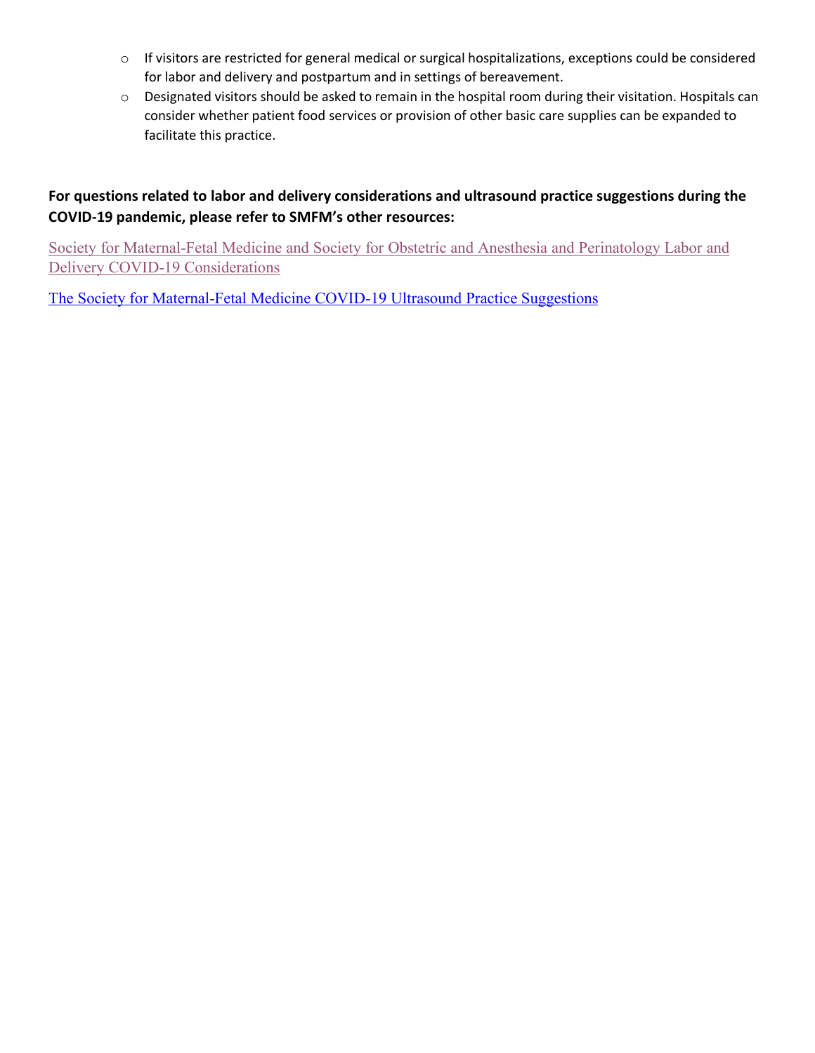- If visitors are restricted for general medical or surgical hospitalizations, exceptions could be considered for labor and delivery and postpartum and in settings of bereavement.
  - Designated visitors should be asked to remain in the hospital room during their visitation. Hospitals can consider whether patient food services or provision of other basic care supplies can be expanded to facilitate this practice.

**For questions related to labor and delivery considerations and ultrasound practice suggestions during the COVID-19 pandemic, please refer to SMFM's other resources:**

Society for Maternal-Fetal Medicine and Society for Obstetric and Anesthesia and Perinatology Labor and Delivery COVID-19 Considerations

The Society for Maternal-Fetal Medicine COVID-19 Ultrasound Practice Suggestions